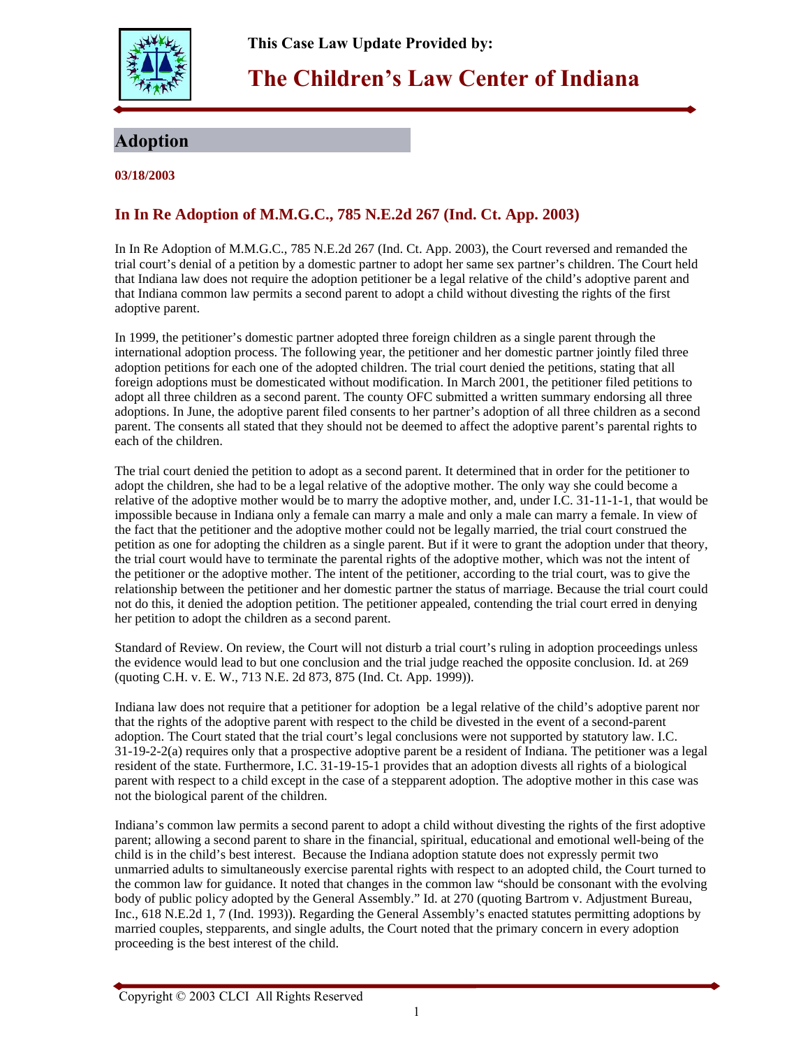This Case Law Update Provided by:

# The Children's Law Center of Indiana

## Adoption

**03/18/2003**

### In In Re Adoption of M.M.G.C., 785 N.E.2d 267 (Ind. Ct. App. 2003)

In In Re Adoption of M.M.G.C., 785 N.E.2d 267 (Ind. Ct. App. 2003), the Court reversed and remanded the trial court's denial of a petition by a domestic partner to adopt her same sex partner's children. The Court held that Indiana law does not require the adoption petitioner be a legal relative of the child's adoptive parent and that Indiana common law permits a second parent to adopt a child without divesting the rights of the first adoptive parent.

In 1999, the petitioner's domestic partner adopted three foreign children as a single parent through the international adoption process. The following year, the petitioner and her domestic partner jointly filed three adoption petitions for each one of the adopted children. The trial court denied the petitions, stating that all foreign adoptions must be domesticated without modification. In March 2001, the petitioner filed petitions to adopt all three children as a second parent. The county OFC submitted a written summary endorsing all three adoptions. In June, the adoptive parent filed consents to her partner's adoption of all three children as a second parent. The consents all stated that they should not be deemed to affect the adoptive parent's parental rights to each of the children.

The trial court denied the petition to adopt as a second parent. It determined that in order for the petitioner to adopt the children, she had to be a legal relative of the adoptive mother. The only way she could become a relative of the adoptive mother would be to marry the adoptive mother, and, under I.C. 31-11-1-1, that would be impossible because in Indiana only a female can marry a male and only a male can marry a female. In view of the fact that the petitioner and the adoptive mother could not be legally married, the trial court construed the petition as one for adopting the children as a single parent. But if it were to grant the adoption under that theory, the trial court would have to terminate the parental rights of the adoptive mother, which was not the intent of the petitioner or the adoptive mother. The intent of the petitioner, according to the trial court, was to give the relationship between the petitioner and her domestic partner the status of marriage. Because the trial court could not do this, it denied the adoption petition. The petitioner appealed, contending the trial court erred in denying her petition to adopt the children as a second parent.

Standard of Review. On review, the Court will not disturb a trial court's ruling in adoption proceedings unless the evidence would lead to but one conclusion and the trial judge reached the opposite conclusion. Id. at 269 (quoting C.H. v. E. W., 713 N.E. 2d 873, 875 (Ind. Ct. App. 1999)).

Indiana law does not require that a petitioner for adoption be a legal relative of the child's adoptive parent nor that the rights of the adoptive parent with respect to the child be divested in the event of a second-parent adoption. The Court stated that the trial court's legal conclusions were not supported by statutory law. I.C. 31-19-2-2(a) requires only that a prospective adoptive parent be a resident of Indiana. The petitioner was a legal resident of the state. Furthermore, I.C. 31-19-15-1 provides that an adoption divests all rights of a biological parent with respect to a child except in the case of a stepparent adoption. The adoptive mother in this case was not the biological parent of the children.

Indiana's common law permits a second parent to adopt a child without divesting the rights of the first adoptive parent; allowing a second parent to share in the financial, spiritual, educational and emotional well-being of the child is in the child's best interest. Because the Indiana adoption statute does not expressly permit two unmarried adults to simultaneously exercise parental rights with respect to an adopted child, the Court turned to the common law for guidance. It noted that changes in the common law "should be consonant with the evolving body of public policy adopted by the General Assembly." Id. at 270 (quoting Bartrom v. Adjustment Bureau, Inc., 618 N.E.2d 1, 7 (Ind. 1993)). Regarding the General Assembly's enacted statutes permitting adoptions by married couples, stepparents, and single adults, the Court noted that the primary concern in every adoption proceeding is the best interest of the child.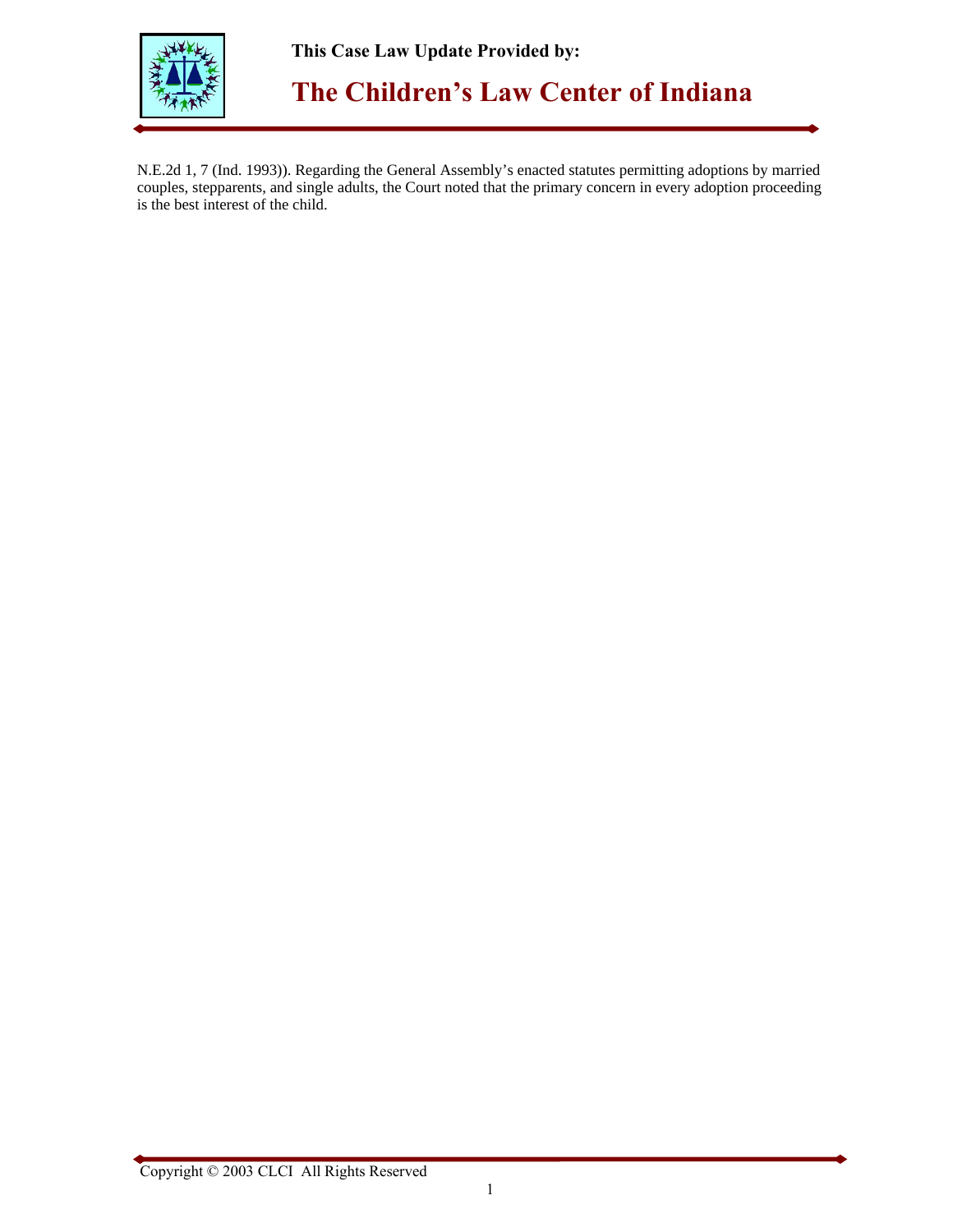N.E.2d 1, 7 (Ind. 1993)). Regarding the General Assembly's enacted statutes permitting adoptions by married couples, stepparents, and single adults, the Court noted that the primary concern in every adoption proceeding is the best interest of the child.